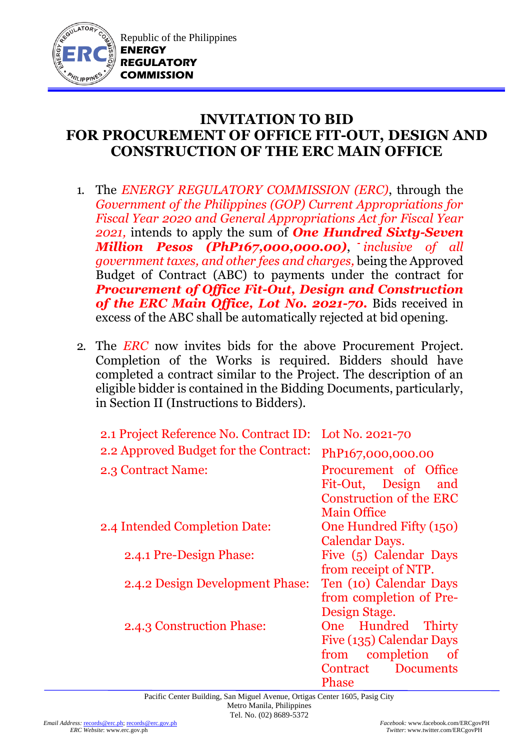Republic of the Philippines
**ENERGY REGULATORY COMMISSION**

# INVITATION TO BID
# FOR PROCUREMENT OF OFFICE FIT-OUT, DESIGN AND CONSTRUCTION OF THE ERC MAIN OFFICE

1. The *ENERGY REGULATORY COMMISSION (ERC)*, through the *Government of the Philippines (GOP) Current Appropriations for Fiscal Year 2020 and General Appropriations Act for Fiscal Year 2021,* intends to apply the sum of ***One Hundred Sixty-Seven Million Pesos (PhP167,000,000.00)***, *inclusive of all government taxes, and other fees and charges,* being the Approved Budget of Contract (ABC) to payments under the contract for ***Procurement of Office Fit-Out, Design and Construction of the ERC Main Office, Lot No. 2021-70.*** Bids received in excess of the ABC shall be automatically rejected at bid opening.

2. The *ERC* now invites bids for the above Procurement Project. Completion of the Works is required. Bidders should have completed a contract similar to the Project. The description of an eligible bidder is contained in the Bidding Documents, particularly, in Section II (Instructions to Bidders).

| | |
|---|---|
| 2.1 Project Reference No. Contract ID: | Lot No. 2021-70 |
| 2.2 Approved Budget for the Contract: | PhP167,000,000.00 |
| 2.3 Contract Name: | Procurement of Office Fit-Out, Design and Construction of the ERC Main Office |
| 2.4 Intended Completion Date: | One Hundred Fifty (150) Calendar Days. |
| 2.4.1 Pre-Design Phase: | Five (5) Calendar Days from receipt of NTP. |
| 2.4.2 Design Development Phase: | Ten (10) Calendar Days from completion of Pre-Design Stage. |
| 2.4.3 Construction Phase: | One Hundred Thirty Five (135) Calendar Days from completion of Contract Documents Phase |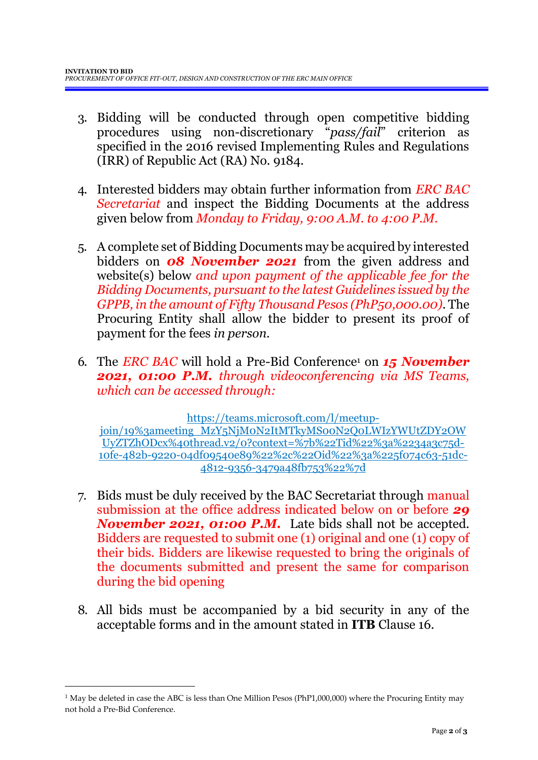3. Bidding will be conducted through open competitive bidding procedures using non-discretionary "*pass/fail*" criterion as specified in the 2016 revised Implementing Rules and Regulations (IRR) of Republic Act (RA) No. 9184.

4. Interested bidders may obtain further information from *ERC BAC Secretariat* and inspect the Bidding Documents at the address given below from *Monday to Friday, 9:00 A.M. to 4:00 P.M.*

5. A complete set of Bidding Documents may be acquired by interested bidders on ***08 November 2021*** from the given address and website(s) below *and upon payment of the applicable fee for the Bidding Documents, pursuant to the latest Guidelines issued by the GPPB, in the amount of Fifty Thousand Pesos (PhP50,000.00)*. The Procuring Entity shall allow the bidder to present its proof of payment for the fees *in person.*

6. The *ERC BAC* will hold a Pre-Bid Conference[1] on ***15 November 2021, 01:00 P.M.*** *through videoconferencing via MS Teams, which can be accessed through:*

   https://teams.microsoft.com/l/meetup-join/19%3ameeting_MzY5NjM0N2ItMTkyMS00N2Q0LWIzYWUtZDY2OWUyZTZhODcx%40thread.v2/0?context=%7b%22Tid%22%3a%2234a3c75d-10fe-482b-9220-04df09540e89%22%2c%22Oid%22%3a%225f074c63-51dc-4812-9356-3479a48fb753%22%7d

7. Bids must be duly received by the BAC Secretariat through manual submission at the office address indicated below on or before ***29 November 2021, 01:00 P.M.*** Late bids shall not be accepted. Bidders are requested to submit one (1) original and one (1) copy of their bids. Bidders are likewise requested to bring the originals of the documents submitted and present the same for comparison during the bid opening

8. All bids must be accompanied by a bid security in any of the acceptable forms and in the amount stated in **ITB** Clause 16.

---

[1] May be deleted in case the ABC is less than One Million Pesos (PhP1,000,000) where the Procuring Entity may not hold a Pre-Bid Conference.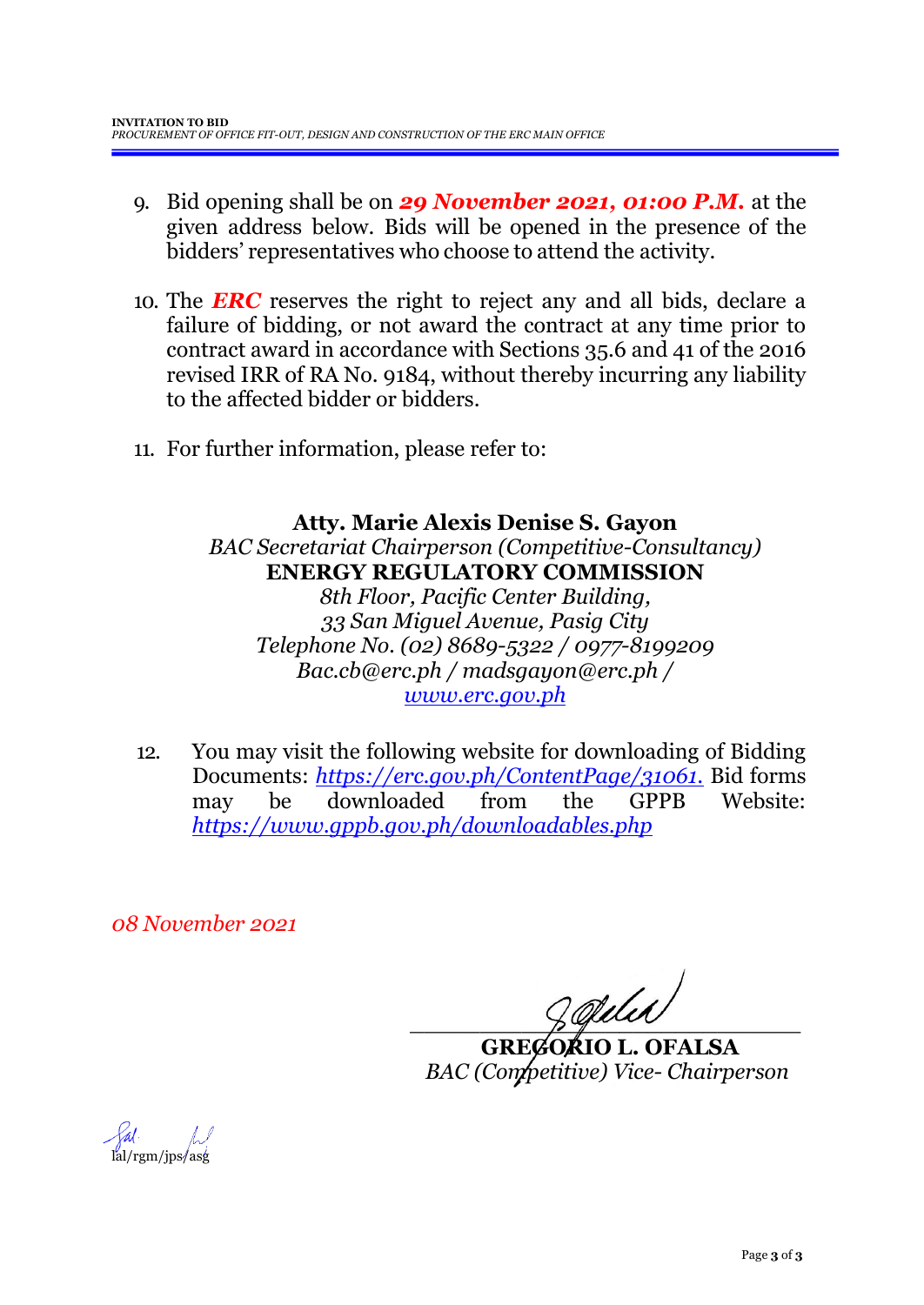9. Bid opening shall be on ***29 November 2021, 01:00 P.M.*** at the given address below. Bids will be opened in the presence of the bidders' representatives who choose to attend the activity.

10. The ***ERC*** reserves the right to reject any and all bids, declare a failure of bidding, or not award the contract at any time prior to contract award in accordance with Sections 35.6 and 41 of the 2016 revised IRR of RA No. 9184, without thereby incurring any liability to the affected bidder or bidders.

11. For further information, please refer to:

**Atty. Marie Alexis Denise S. Gayon**
*BAC Secretariat Chairperson (Competitive-Consultancy)*
**ENERGY REGULATORY COMMISSION**
*8th Floor, Pacific Center Building,*
*33 San Miguel Avenue, Pasig City*
*Telephone No. (02) 8689-5322 / 0977-8199209*
*Bac.cb@erc.ph / madsgayon@erc.ph /*
*www.erc.gov.ph*

12. You may visit the following website for downloading of Bidding Documents: *https://erc.gov.ph/ContentPage/31061.* Bid forms may be downloaded from the GPPB Website: *https://www.gppb.gov.ph/downloadables.php*

*08 November 2021*

**GREGORIO L. OFALSA**
*BAC (Competitive) Vice- Chairperson*

lal/rgm/jps/asg